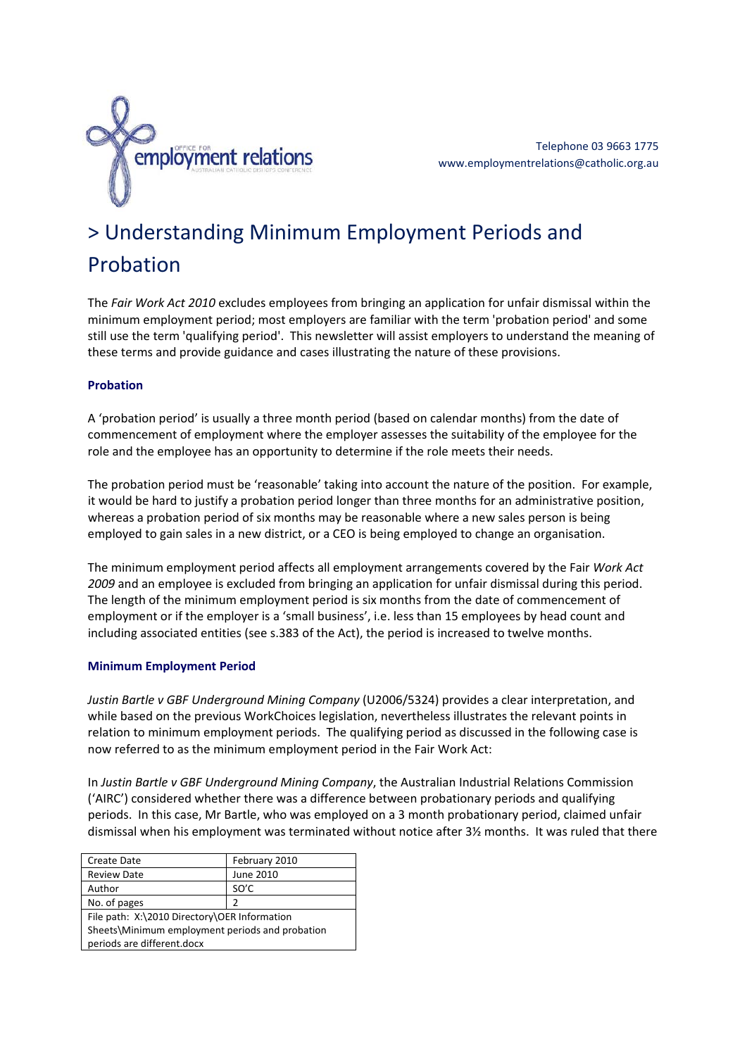Telephone 03 9663 1775
www.employmentrelations@catholic.org.au

# > Understanding Minimum Employment Periods and Probation

The *Fair Work Act 2010* excludes employees from bringing an application for unfair dismissal within the minimum employment period; most employers are familiar with the term 'probation period' and some still use the term 'qualifying period'. This newsletter will assist employers to understand the meaning of these terms and provide guidance and cases illustrating the nature of these provisions.

### Probation

A 'probation period' is usually a three month period (based on calendar months) from the date of commencement of employment where the employer assesses the suitability of the employee for the role and the employee has an opportunity to determine if the role meets their needs.

The probation period must be 'reasonable' taking into account the nature of the position. For example, it would be hard to justify a probation period longer than three months for an administrative position, whereas a probation period of six months may be reasonable where a new sales person is being employed to gain sales in a new district, or a CEO is being employed to change an organisation.

The minimum employment period affects all employment arrangements covered by the Fair *Work Act 2009* and an employee is excluded from bringing an application for unfair dismissal during this period. The length of the minimum employment period is six months from the date of commencement of employment or if the employer is a 'small business', i.e. less than 15 employees by head count and including associated entities (see s.383 of the Act), the period is increased to twelve months.

### Minimum Employment Period

*Justin Bartle v GBF Underground Mining Company* (U2006/5324) provides a clear interpretation, and while based on the previous WorkChoices legislation, nevertheless illustrates the relevant points in relation to minimum employment periods. The qualifying period as discussed in the following case is now referred to as the minimum employment period in the Fair Work Act:

In *Justin Bartle v GBF Underground Mining Company*, the Australian Industrial Relations Commission ('AIRC') considered whether there was a difference between probationary periods and qualifying periods. In this case, Mr Bartle, who was employed on a 3 month probationary period, claimed unfair dismissal when his employment was terminated without notice after 3½ months. It was ruled that there

| | |
|---|---|
| Create Date | February 2010 |
| Review Date | June 2010 |
| Author | SO'C |
| No. of pages | 2 |
| File path: X:\2010 Directory\OER Information Sheets\Minimum employment periods and probation periods are different.docx | |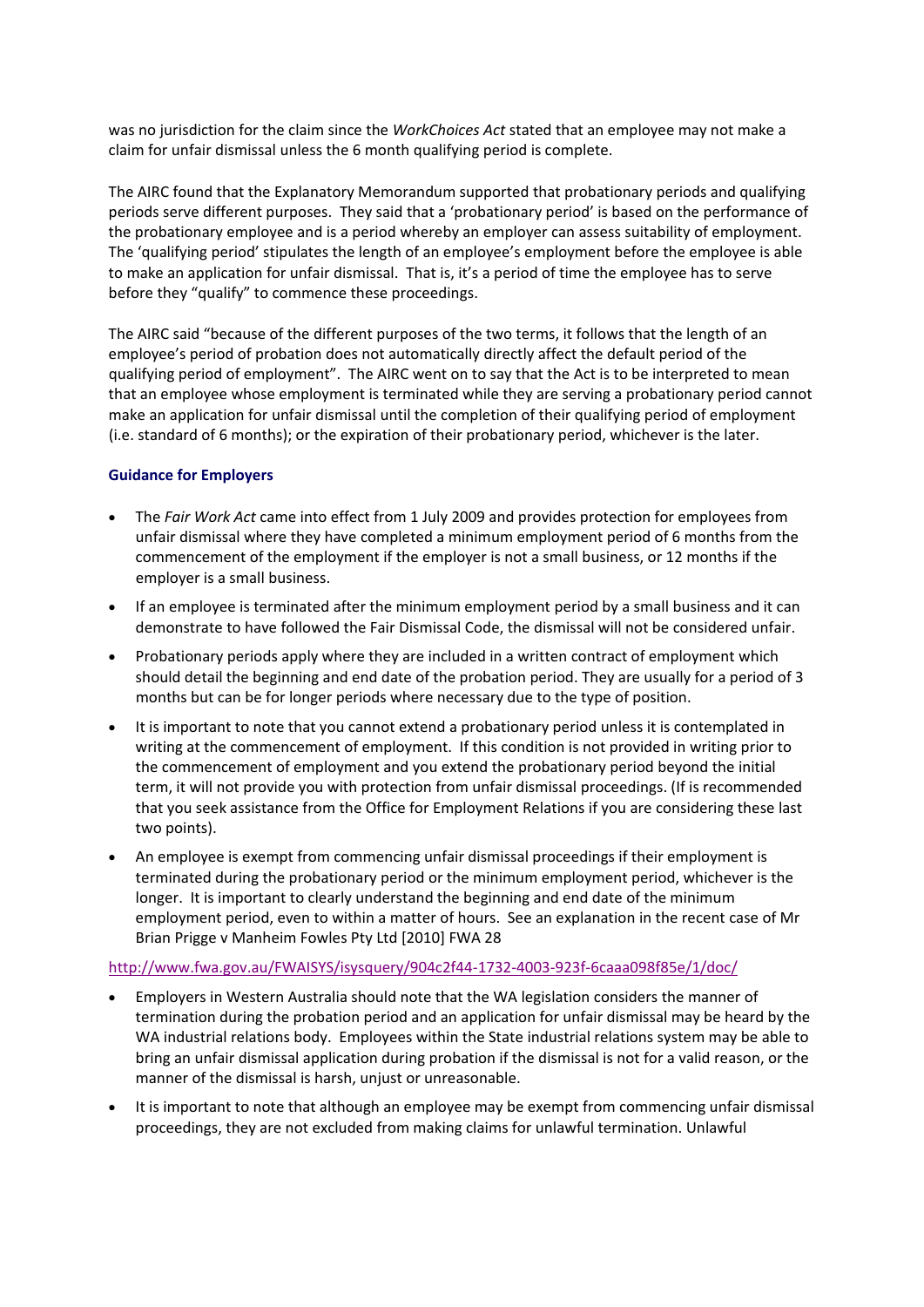was no jurisdiction for the claim since the *WorkChoices Act* stated that an employee may not make a claim for unfair dismissal unless the 6 month qualifying period is complete.

The AIRC found that the Explanatory Memorandum supported that probationary periods and qualifying periods serve different purposes. They said that a 'probationary period' is based on the performance of the probationary employee and is a period whereby an employer can assess suitability of employment. The 'qualifying period' stipulates the length of an employee's employment before the employee is able to make an application for unfair dismissal. That is, it's a period of time the employee has to serve before they "qualify" to commence these proceedings.

The AIRC said "because of the different purposes of the two terms, it follows that the length of an employee's period of probation does not automatically directly affect the default period of the qualifying period of employment". The AIRC went on to say that the Act is to be interpreted to mean that an employee whose employment is terminated while they are serving a probationary period cannot make an application for unfair dismissal until the completion of their qualifying period of employment (i.e. standard of 6 months); or the expiration of their probationary period, whichever is the later.

### Guidance for Employers

- The *Fair Work Act* came into effect from 1 July 2009 and provides protection for employees from unfair dismissal where they have completed a minimum employment period of 6 months from the commencement of the employment if the employer is not a small business, or 12 months if the employer is a small business.
- If an employee is terminated after the minimum employment period by a small business and it can demonstrate to have followed the Fair Dismissal Code, the dismissal will not be considered unfair.
- Probationary periods apply where they are included in a written contract of employment which should detail the beginning and end date of the probation period. They are usually for a period of 3 months but can be for longer periods where necessary due to the type of position.
- It is important to note that you cannot extend a probationary period unless it is contemplated in writing at the commencement of employment. If this condition is not provided in writing prior to the commencement of employment and you extend the probationary period beyond the initial term, it will not provide you with protection from unfair dismissal proceedings. (If is recommended that you seek assistance from the Office for Employment Relations if you are considering these last two points).
- An employee is exempt from commencing unfair dismissal proceedings if their employment is terminated during the probationary period or the minimum employment period, whichever is the longer. It is important to clearly understand the beginning and end date of the minimum employment period, even to within a matter of hours. See an explanation in the recent case of Mr Brian Prigge v Manheim Fowles Pty Ltd [2010] FWA 28

http://www.fwa.gov.au/FWAISYS/isysquery/904c2f44-1732-4003-923f-6caaa098f85e/1/doc/

- Employers in Western Australia should note that the WA legislation considers the manner of termination during the probation period and an application for unfair dismissal may be heard by the WA industrial relations body. Employees within the State industrial relations system may be able to bring an unfair dismissal application during probation if the dismissal is not for a valid reason, or the manner of the dismissal is harsh, unjust or unreasonable.
- It is important to note that although an employee may be exempt from commencing unfair dismissal proceedings, they are not excluded from making claims for unlawful termination. Unlawful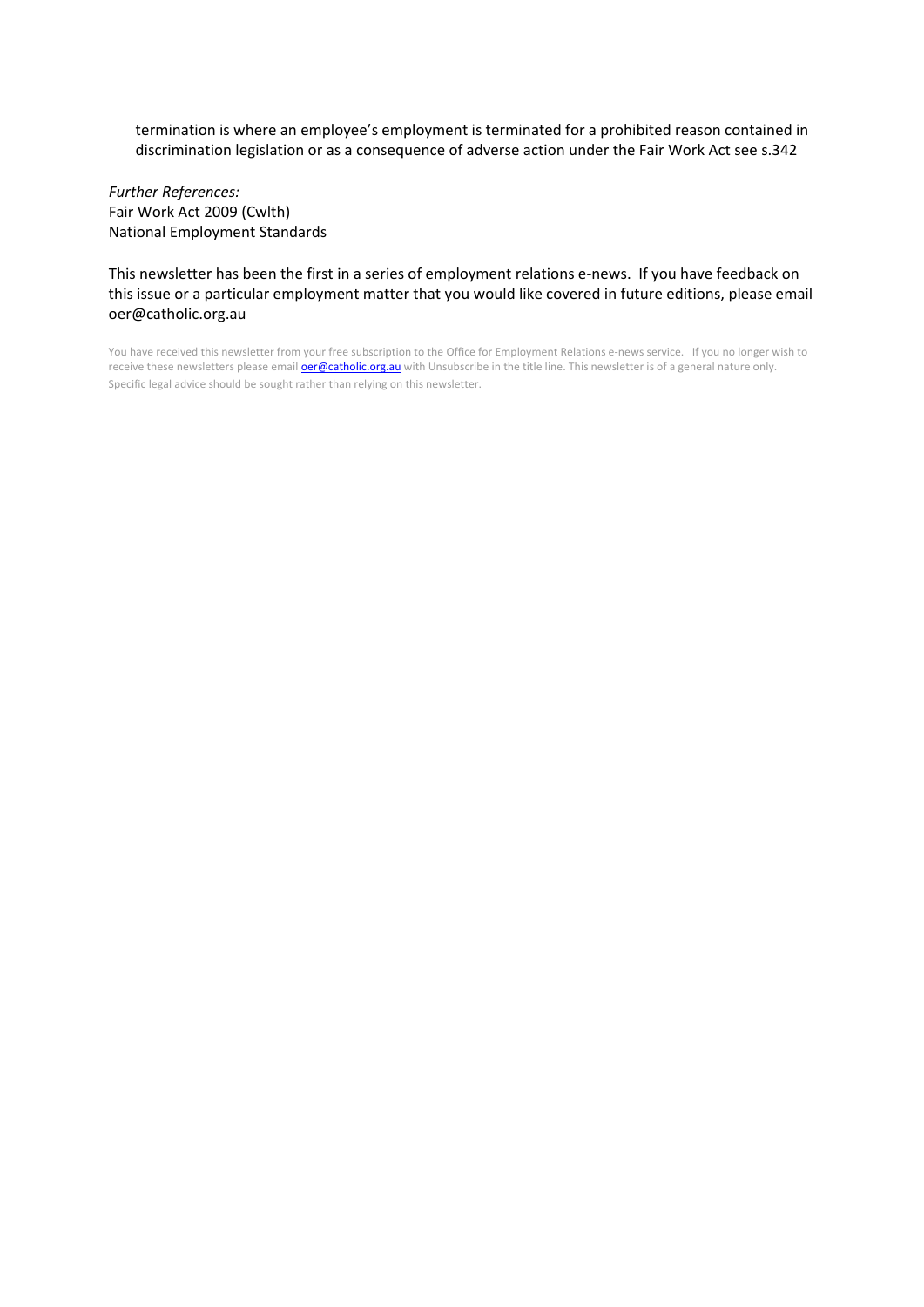termination is where an employee's employment is terminated for a prohibited reason contained in discrimination legislation or as a consequence of adverse action under the Fair Work Act see s.342

*Further References:*
Fair Work Act 2009 (Cwlth)
National Employment Standards

This newsletter has been the first in a series of employment relations e-news. If you have feedback on this issue or a particular employment matter that you would like covered in future editions, please email oer@catholic.org.au

You have received this newsletter from your free subscription to the Office for Employment Relations e-news service. If you no longer wish to receive these newsletters please email oer@catholic.org.au with Unsubscribe in the title line. This newsletter is of a general nature only. Specific legal advice should be sought rather than relying on this newsletter.